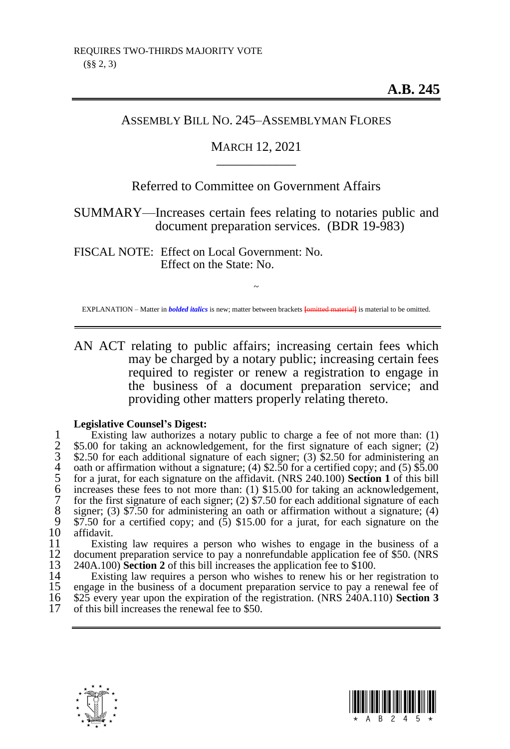REQUIRES TWO-THIRDS MAJORITY VOTE
(§§ 2, 3)

**A.B. 245**

ASSEMBLY BILL NO. 245–ASSEMBLYMAN FLORES

MARCH 12, 2021

Referred to Committee on Government Affairs

SUMMARY—Increases certain fees relating to notaries public and document preparation services. (BDR 19-983)

FISCAL NOTE: Effect on Local Government: No.
Effect on the State: No.

~

EXPLANATION – Matter in ***bolded italics*** is new; matter between brackets [omitted material] is material to be omitted.

AN ACT relating to public affairs; increasing certain fees which may be charged by a notary public; increasing certain fees required to register or renew a registration to engage in the business of a document preparation service; and providing other matters properly relating thereto.

**Legislative Counsel's Digest:**

1 Existing law authorizes a notary public to charge a fee of not more than: (1)
2 $5.00 for taking an acknowledgement, for the first signature of each signer; (2)
3 $2.50 for each additional signature of each signer; (3) $2.50 for administering an
4 oath or affirmation without a signature; (4) $2.50 for a certified copy; and (5) $5.00
5 for a jurat, for each signature on the affidavit. (NRS 240.100) **Section 1** of this bill
6 increases these fees to not more than: (1) $15.00 for taking an acknowledgement,
7 for the first signature of each signer; (2) $7.50 for each additional signature of each
8 signer; (3) $7.50 for administering an oath or affirmation without a signature; (4)
9 $7.50 for a certified copy; and (5) $15.00 for a jurat, for each signature on the
10 affidavit.
11 Existing law requires a person who wishes to engage in the business of a
12 document preparation service to pay a nonrefundable application fee of $50. (NRS
13 240A.100) **Section 2** of this bill increases the application fee to $100.
14 Existing law requires a person who wishes to renew his or her registration to
15 engage in the business of a document preparation service to pay a renewal fee of
16 $25 every year upon the expiration of the registration. (NRS 240A.110) **Section 3**
17 of this bill increases the renewal fee to $50.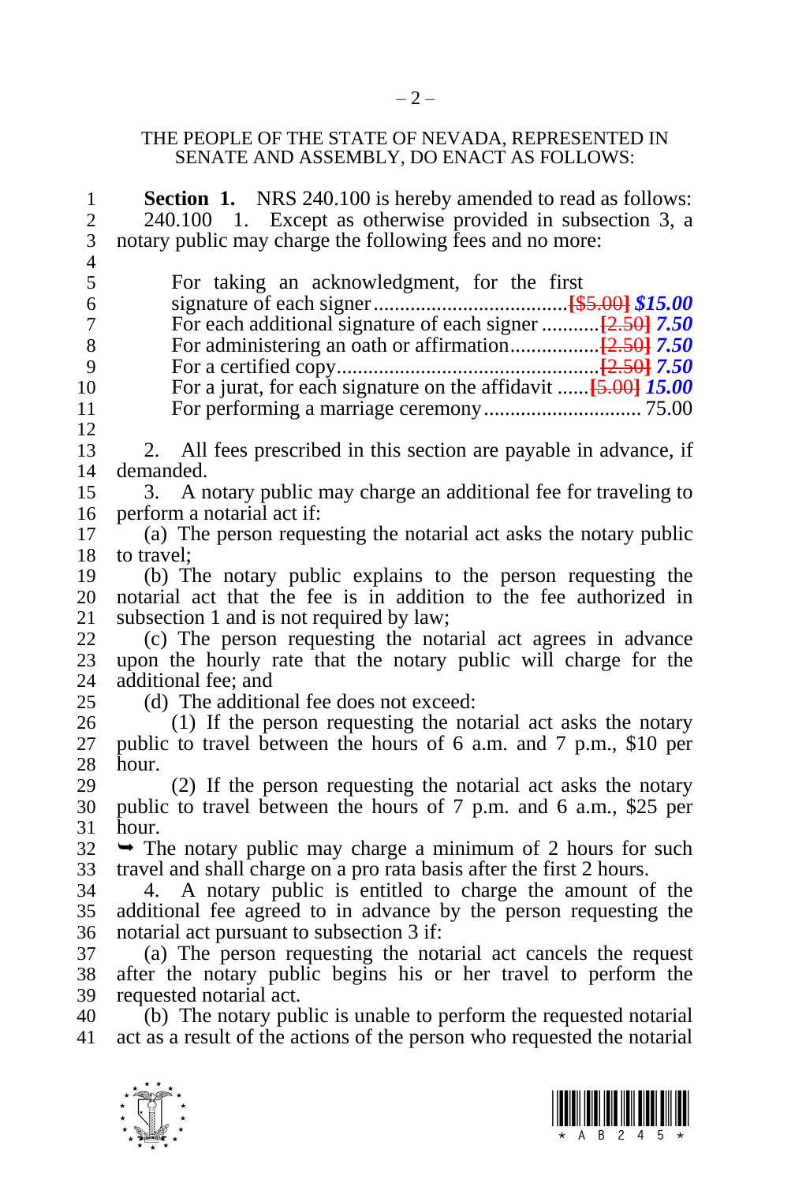THE PEOPLE OF THE STATE OF NEVADA, REPRESENTED IN SENATE AND ASSEMBLY, DO ENACT AS FOLLOWS:

**Section 1.** NRS 240.100 is hereby amended to read as follows:

240.100 1. Except as otherwise provided in subsection 3, a notary public may charge the following fees and no more:

| | |
|---|---|
| For taking an acknowledgment, for the first signature of each signer | [$5.00] ***$15.00*** |
| For each additional signature of each signer | [2.50] ***7.50*** |
| For administering an oath or affirmation | [2.50] ***7.50*** |
| For a certified copy | [2.50] ***7.50*** |
| For a jurat, for each signature on the affidavit | [5.00] ***15.00*** |
| For performing a marriage ceremony | 75.00 |

2. All fees prescribed in this section are payable in advance, if demanded.

3. A notary public may charge an additional fee for traveling to perform a notarial act if:

(a) The person requesting the notarial act asks the notary public to travel;

(b) The notary public explains to the person requesting the notarial act that the fee is in addition to the fee authorized in subsection 1 and is not required by law;

(c) The person requesting the notarial act agrees in advance upon the hourly rate that the notary public will charge for the additional fee; and

(d) The additional fee does not exceed:

(1) If the person requesting the notarial act asks the notary public to travel between the hours of 6 a.m. and 7 p.m., $10 per hour.

(2) If the person requesting the notarial act asks the notary public to travel between the hours of 7 p.m. and 6 a.m., $25 per hour.

➥ The notary public may charge a minimum of 2 hours for such travel and shall charge on a pro rata basis after the first 2 hours.

4. A notary public is entitled to charge the amount of the additional fee agreed to in advance by the person requesting the notarial act pursuant to subsection 3 if:

(a) The person requesting the notarial act cancels the request after the notary public begins his or her travel to perform the requested notarial act.

(b) The notary public is unable to perform the requested notarial act as a result of the actions of the person who requested the notarial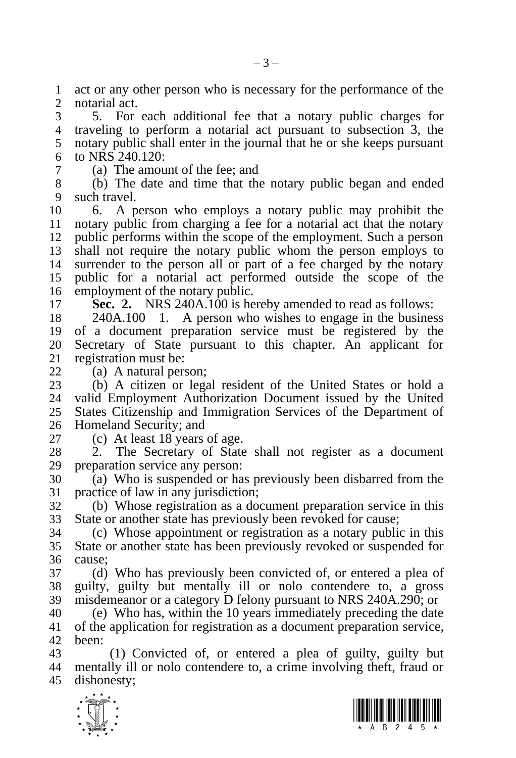act or any other person who is necessary for the performance of the notarial act.

5. For each additional fee that a notary public charges for traveling to perform a notarial act pursuant to subsection 3, the notary public shall enter in the journal that he or she keeps pursuant to NRS 240.120:

(a) The amount of the fee; and

(b) The date and time that the notary public began and ended such travel.

6. A person who employs a notary public may prohibit the notary public from charging a fee for a notarial act that the notary public performs within the scope of the employment. Such a person shall not require the notary public whom the person employs to surrender to the person all or part of a fee charged by the notary public for a notarial act performed outside the scope of the employment of the notary public.

**Sec. 2.** NRS 240A.100 is hereby amended to read as follows:

240A.100 1. A person who wishes to engage in the business of a document preparation service must be registered by the Secretary of State pursuant to this chapter. An applicant for registration must be:

(a) A natural person;

(b) A citizen or legal resident of the United States or hold a valid Employment Authorization Document issued by the United States Citizenship and Immigration Services of the Department of Homeland Security; and

(c) At least 18 years of age.

2. The Secretary of State shall not register as a document preparation service any person:

(a) Who is suspended or has previously been disbarred from the practice of law in any jurisdiction;

(b) Whose registration as a document preparation service in this State or another state has previously been revoked for cause;

(c) Whose appointment or registration as a notary public in this State or another state has been previously revoked or suspended for cause;

(d) Who has previously been convicted of, or entered a plea of guilty, guilty but mentally ill or nolo contendere to, a gross misdemeanor or a category D felony pursuant to NRS 240A.290; or

(e) Who has, within the 10 years immediately preceding the date of the application for registration as a document preparation service, been:

(1) Convicted of, or entered a plea of guilty, guilty but mentally ill or nolo contendere to, a crime involving theft, fraud or dishonesty;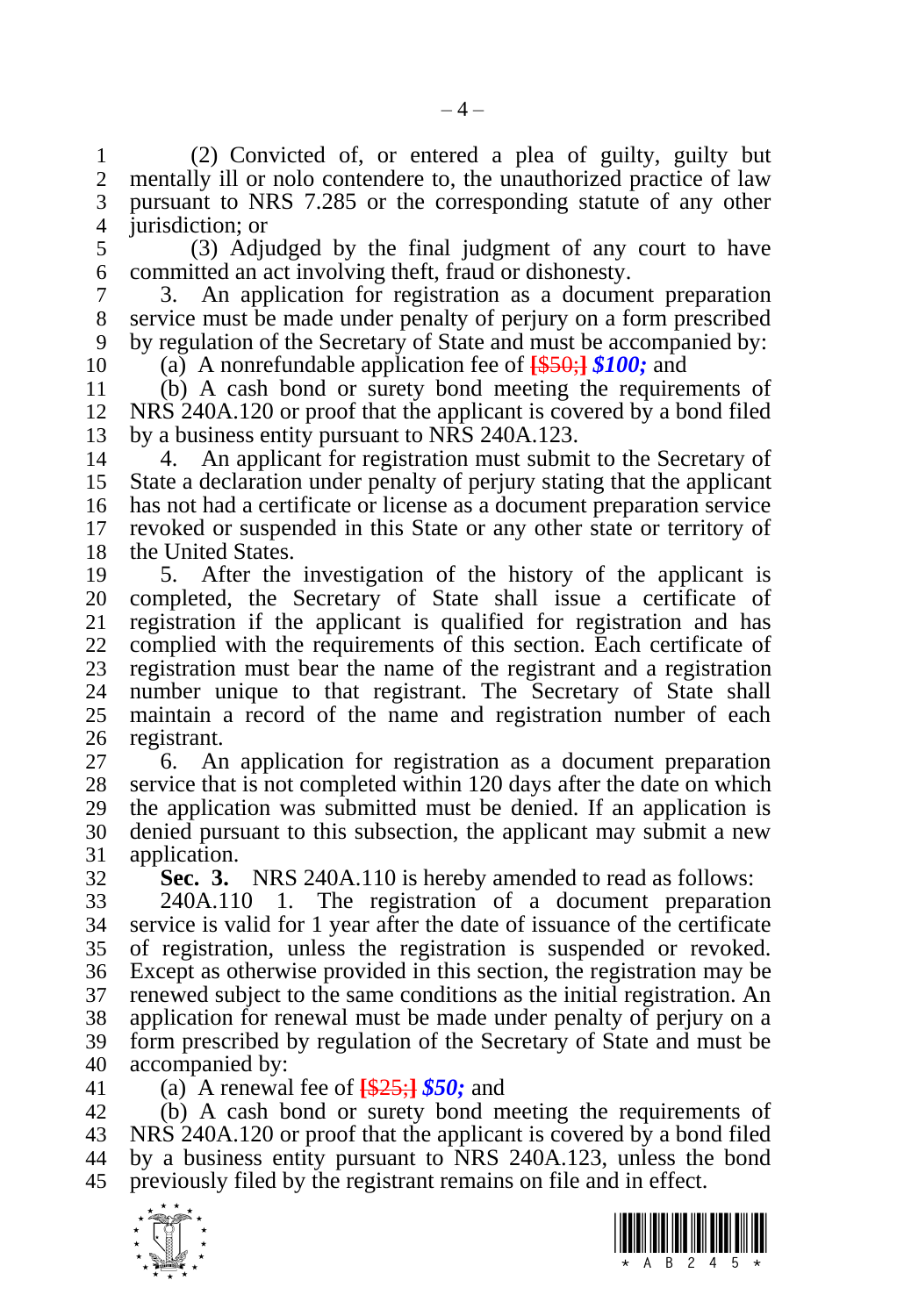(2) Convicted of, or entered a plea of guilty, guilty but mentally ill or nolo contendere to, the unauthorized practice of law pursuant to NRS 7.285 or the corresponding statute of any other jurisdiction; or

(3) Adjudged by the final judgment of any court to have committed an act involving theft, fraud or dishonesty.

3. An application for registration as a document preparation service must be made under penalty of perjury on a form prescribed by regulation of the Secretary of State and must be accompanied by:

(a) A nonrefundable application fee of ~~[$50;]~~ ***$100;*** and

(b) A cash bond or surety bond meeting the requirements of NRS 240A.120 or proof that the applicant is covered by a bond filed by a business entity pursuant to NRS 240A.123.

4. An applicant for registration must submit to the Secretary of State a declaration under penalty of perjury stating that the applicant has not had a certificate or license as a document preparation service revoked or suspended in this State or any other state or territory of the United States.

5. After the investigation of the history of the applicant is completed, the Secretary of State shall issue a certificate of registration if the applicant is qualified for registration and has complied with the requirements of this section. Each certificate of registration must bear the name of the registrant and a registration number unique to that registrant. The Secretary of State shall maintain a record of the name and registration number of each registrant.

6. An application for registration as a document preparation service that is not completed within 120 days after the date on which the application was submitted must be denied. If an application is denied pursuant to this subsection, the applicant may submit a new application.

**Sec. 3.** NRS 240A.110 is hereby amended to read as follows:

240A.110 1. The registration of a document preparation service is valid for 1 year after the date of issuance of the certificate of registration, unless the registration is suspended or revoked. Except as otherwise provided in this section, the registration may be renewed subject to the same conditions as the initial registration. An application for renewal must be made under penalty of perjury on a form prescribed by regulation of the Secretary of State and must be accompanied by:

(a) A renewal fee of ~~[$25;]~~ ***$50;*** and

(b) A cash bond or surety bond meeting the requirements of NRS 240A.120 or proof that the applicant is covered by a bond filed by a business entity pursuant to NRS 240A.123, unless the bond previously filed by the registrant remains on file and in effect.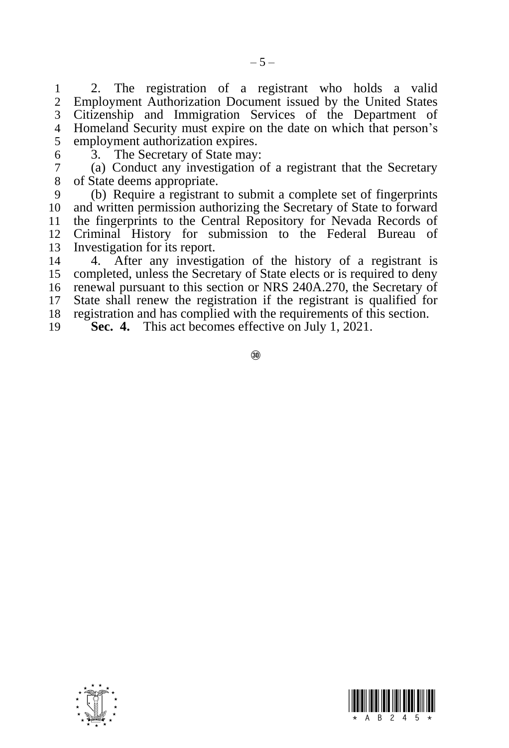2. The registration of a registrant who holds a valid Employment Authorization Document issued by the United States Citizenship and Immigration Services of the Department of Homeland Security must expire on the date on which that person's employment authorization expires.

3. The Secretary of State may:

(a) Conduct any investigation of a registrant that the Secretary of State deems appropriate.

(b) Require a registrant to submit a complete set of fingerprints and written permission authorizing the Secretary of State to forward the fingerprints to the Central Repository for Nevada Records of Criminal History for submission to the Federal Bureau of Investigation for its report.

4. After any investigation of the history of a registrant is completed, unless the Secretary of State elects or is required to deny renewal pursuant to this section or NRS 240A.270, the Secretary of State shall renew the registration if the registrant is qualified for registration and has complied with the requirements of this section.

**Sec. 4.** This act becomes effective on July 1, 2021.